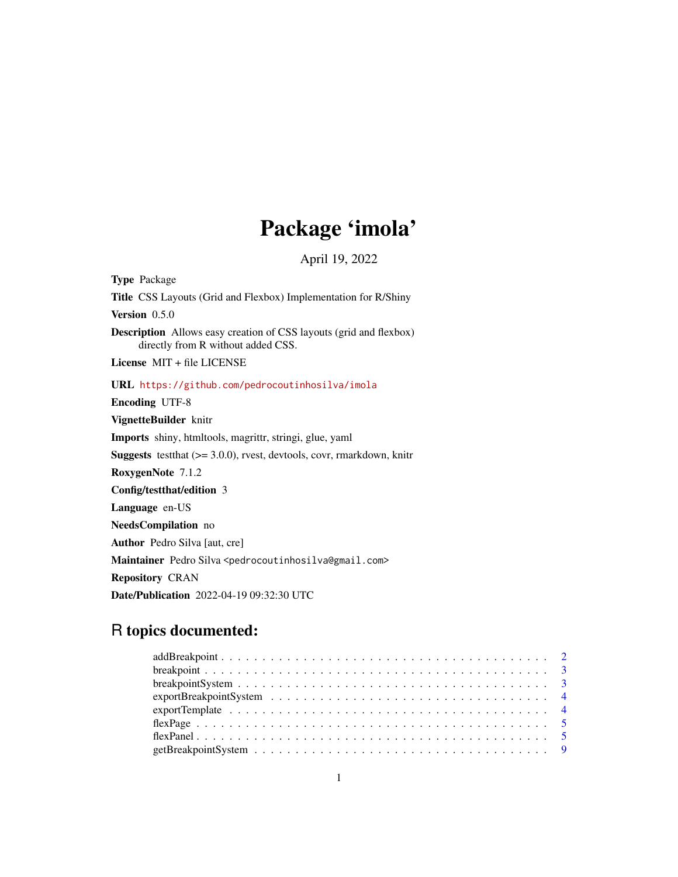# Package 'imola'

April 19, 2022

**Type** Package

**Title** CSS Layouts (Grid and Flexbox) Implementation for R/Shiny

**Version** 0.5.0

**Description** Allows easy creation of CSS layouts (grid and flexbox) directly from R without added CSS.

**License** MIT + file LICENSE

**URL** https://github.com/pedrocoutinhosilva/imola

**Encoding** UTF-8

**VignetteBuilder** knitr

**Imports** shiny, htmltools, magrittr, stringi, glue, yaml

**Suggests** testthat (>= 3.0.0), rvest, devtools, covr, rmarkdown, knitr

**RoxygenNote** 7.1.2

**Config/testthat/edition** 3

**Language** en-US

**NeedsCompilation** no

**Author** Pedro Silva [aut, cre]

**Maintainer** Pedro Silva <pedrocoutinhosilva@gmail.com>

**Repository** CRAN

**Date/Publication** 2022-04-19 09:32:30 UTC

## R topics documented:

| | |
|---|---|
| addBreakpoint | 2 |
| breakpoint | 3 |
| breakpointSystem | 3 |
| exportBreakpointSystem | 4 |
| exportTemplate | 4 |
| flexPage | 5 |
| flexPanel | 5 |
| getBreakpointSystem | 9 |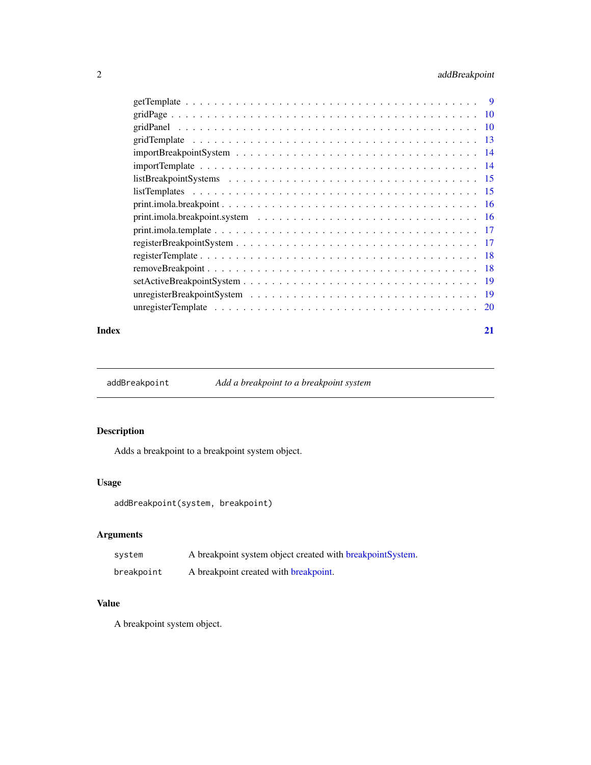getTemplate . . . . . . . . . . . . . . . . . . . . . . . . . . . . . . . . . . . . . . 9
gridPage . . . . . . . . . . . . . . . . . . . . . . . . . . . . . . . . . . . . . . . . 10
gridPanel . . . . . . . . . . . . . . . . . . . . . . . . . . . . . . . . . . . . . . . 10
gridTemplate . . . . . . . . . . . . . . . . . . . . . . . . . . . . . . . . . . . . . . 13
importBreakpointSystem . . . . . . . . . . . . . . . . . . . . . . . . . . . . . . . . 14
importTemplate . . . . . . . . . . . . . . . . . . . . . . . . . . . . . . . . . . . . . 14
listBreakpointSystems . . . . . . . . . . . . . . . . . . . . . . . . . . . . . . . . . 15
listTemplates . . . . . . . . . . . . . . . . . . . . . . . . . . . . . . . . . . . . . . 15
print.imola.breakpoint . . . . . . . . . . . . . . . . . . . . . . . . . . . . . . . . . 16
print.imola.breakpoint.system . . . . . . . . . . . . . . . . . . . . . . . . . . . . . 16
print.imola.template . . . . . . . . . . . . . . . . . . . . . . . . . . . . . . . . . . 17
registerBreakpointSystem . . . . . . . . . . . . . . . . . . . . . . . . . . . . . . . . 17
registerTemplate . . . . . . . . . . . . . . . . . . . . . . . . . . . . . . . . . . . . 18
removeBreakpoint . . . . . . . . . . . . . . . . . . . . . . . . . . . . . . . . . . . . 18
setActiveBreakpointSystem . . . . . . . . . . . . . . . . . . . . . . . . . . . . . . . 19
unregisterBreakpointSystem . . . . . . . . . . . . . . . . . . . . . . . . . . . . . . . 19
unregisterTemplate . . . . . . . . . . . . . . . . . . . . . . . . . . . . . . . . . . . 20

**Index** **21**

---

`addBreakpoint` *Add a breakpoint to a breakpoint system*

---

## Description

Adds a breakpoint to a breakpoint system object.

## Usage

```
addBreakpoint(system, breakpoint)
```

## Arguments

| | |
|---|---|
| `system` | A breakpoint system object created with breakpointSystem. |
| `breakpoint` | A breakpoint created with breakpoint. |

## Value

A breakpoint system object.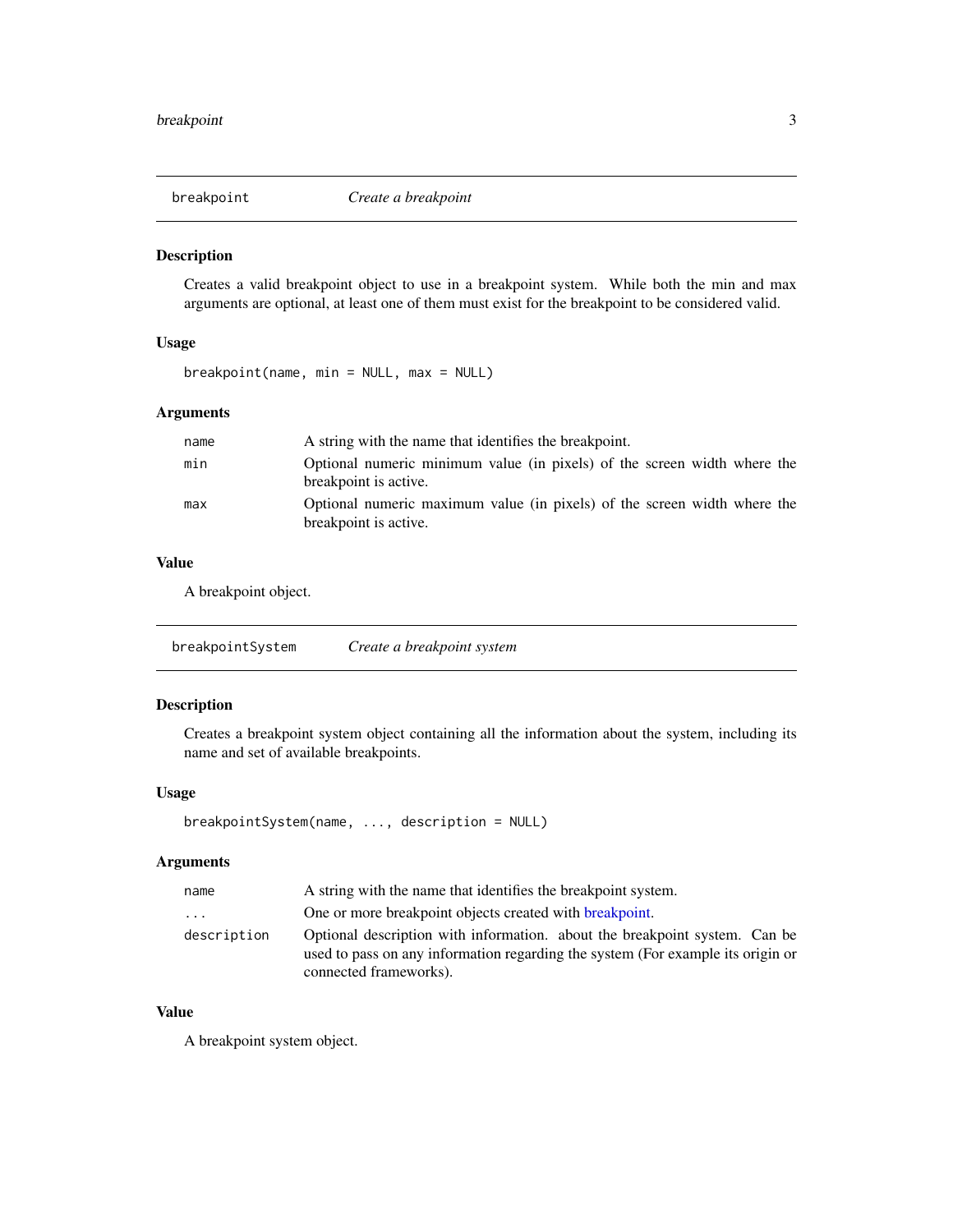## breakpoint *Create a breakpoint*

### Description

Creates a valid breakpoint object to use in a breakpoint system. While both the min and max arguments are optional, at least one of them must exist for the breakpoint to be considered valid.

### Usage

```
breakpoint(name, min = NULL, max = NULL)
```

### Arguments

| | |
|---|---|
| `name` | A string with the name that identifies the breakpoint. |
| `min` | Optional numeric minimum value (in pixels) of the screen width where the breakpoint is active. |
| `max` | Optional numeric maximum value (in pixels) of the screen width where the breakpoint is active. |

### Value

A breakpoint object.

## breakpointSystem *Create a breakpoint system*

### Description

Creates a breakpoint system object containing all the information about the system, including its name and set of available breakpoints.

### Usage

```
breakpointSystem(name, ..., description = NULL)
```

### Arguments

| | |
|---|---|
| `name` | A string with the name that identifies the breakpoint system. |
| `...` | One or more breakpoint objects created with breakpoint. |
| `description` | Optional description with information. about the breakpoint system. Can be used to pass on any information regarding the system (For example its origin or connected frameworks). |

### Value

A breakpoint system object.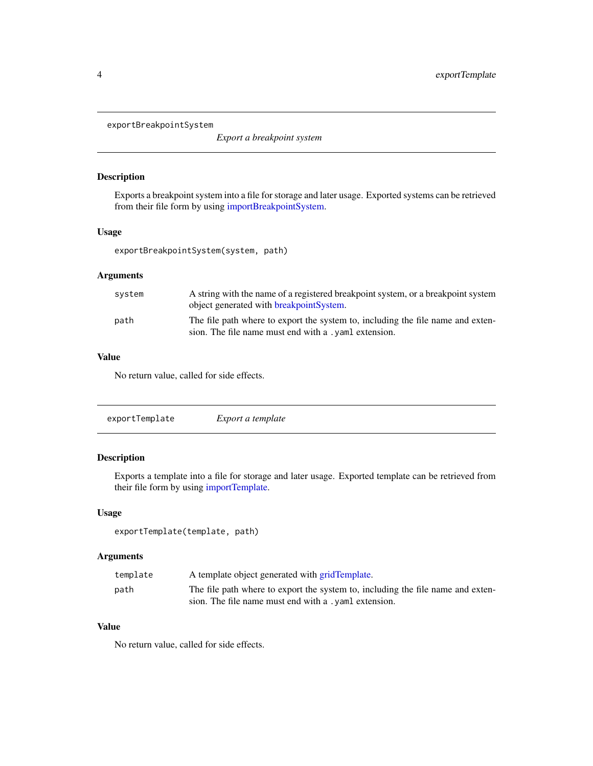## exportBreakpointSystem

*Export a breakpoint system*

### Description

Exports a breakpoint system into a file for storage and later usage. Exported systems can be retrieved from their file form by using importBreakpointSystem.

### Usage

```
exportBreakpointSystem(system, path)
```

### Arguments

| | |
|---|---|
| `system` | A string with the name of a registered breakpoint system, or a breakpoint system object generated with breakpointSystem. |
| `path` | The file path where to export the system to, including the file name and extension. The file name must end with a `.yaml` extension. |

### Value

No return value, called for side effects.

## exportTemplate

*Export a template*

### Description

Exports a template into a file for storage and later usage. Exported template can be retrieved from their file form by using importTemplate.

### Usage

```
exportTemplate(template, path)
```

### Arguments

| | |
|---|---|
| `template` | A template object generated with gridTemplate. |
| `path` | The file path where to export the system to, including the file name and extension. The file name must end with a `.yaml` extension. |

### Value

No return value, called for side effects.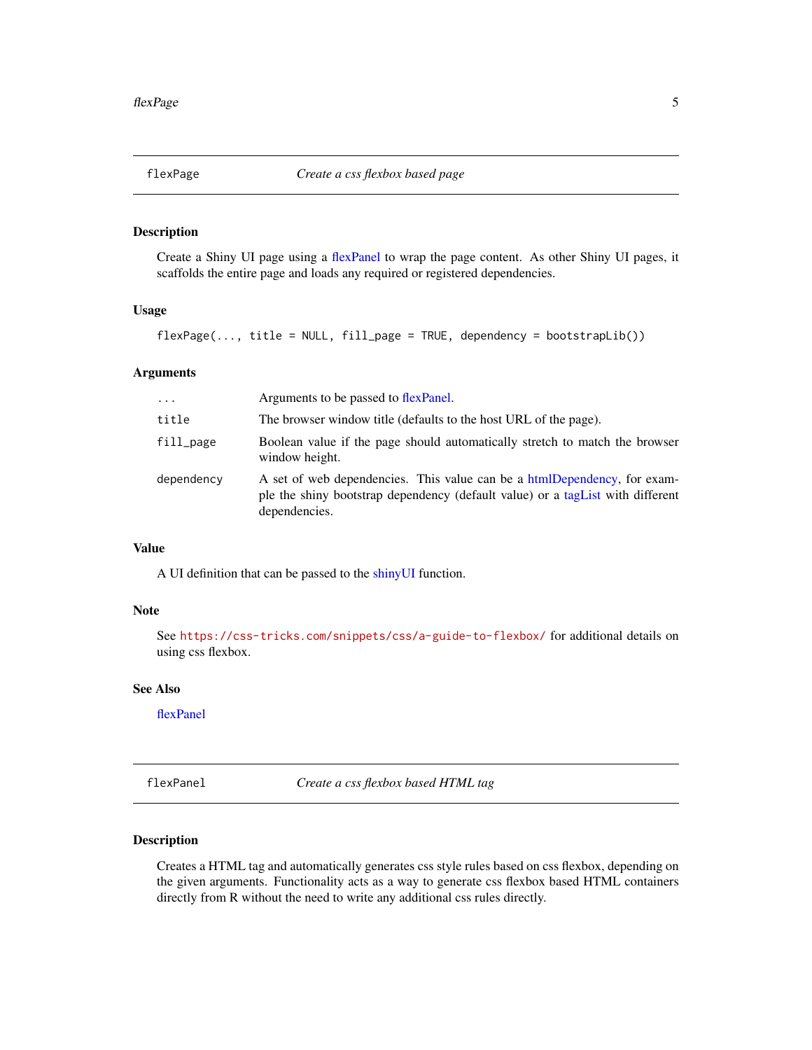## flexPage — *Create a css flexbox based page*

### Description

Create a Shiny UI page using a flexPanel to wrap the page content. As other Shiny UI pages, it scaffolds the entire page and loads any required or registered dependencies.

### Usage

```
flexPage(..., title = NULL, fill_page = TRUE, dependency = bootstrapLib())
```

### Arguments

| | |
|---|---|
| `...` | Arguments to be passed to flexPanel. |
| `title` | The browser window title (defaults to the host URL of the page). |
| `fill_page` | Boolean value if the page should automatically stretch to match the browser window height. |
| `dependency` | A set of web dependencies. This value can be a htmlDependency, for example the shiny bootstrap dependency (default value) or a tagList with different dependencies. |

### Value

A UI definition that can be passed to the shinyUI function.

### Note

See `https://css-tricks.com/snippets/css/a-guide-to-flexbox/` for additional details on using css flexbox.

### See Also

flexPanel

## flexPanel — *Create a css flexbox based HTML tag*

### Description

Creates a HTML tag and automatically generates css style rules based on css flexbox, depending on the given arguments. Functionality acts as a way to generate css flexbox based HTML containers directly from R without the need to write any additional css rules directly.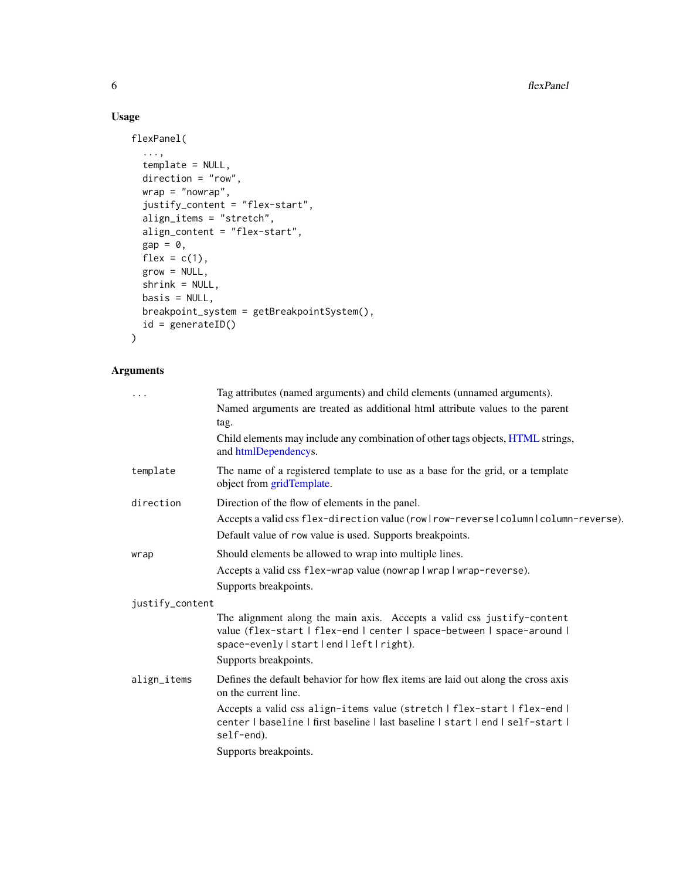## Usage

```
flexPanel(
  ...,
  template = NULL,
  direction = "row",
  wrap = "nowrap",
  justify_content = "flex-start",
  align_items = "stretch",
  align_content = "flex-start",
  gap = 0,
  flex = c(1),
  grow = NULL,
  shrink = NULL,
  basis = NULL,
  breakpoint_system = getBreakpointSystem(),
  id = generateID()
)
```

## Arguments

`...` Tag attributes (named arguments) and child elements (unnamed arguments).

Named arguments are treated as additional html attribute values to the parent tag.

Child elements may include any combination of other tags objects, HTML strings, and htmlDependencys.

`template` The name of a registered template to use as a base for the grid, or a template object from gridTemplate.

`direction` Direction of the flow of elements in the panel.

Accepts a valid css `flex-direction` value (`row` | `row-reverse` | `column` | `column-reverse`).

Default value of `row` value is used. Supports breakpoints.

`wrap` Should elements be allowed to wrap into multiple lines.

Accepts a valid css `flex-wrap` value (`nowrap` | `wrap` | `wrap-reverse`).

Supports breakpoints.

`justify_content` The alignment along the main axis. Accepts a valid css `justify-content` value (`flex-start` | `flex-end` | `center` | `space-between` | `space-around` | `space-evenly` | `start` | `end` | `left` | `right`).

Supports breakpoints.

`align_items` Defines the default behavior for how flex items are laid out along the cross axis on the current line.

Accepts a valid css `align-items` value (`stretch` | `flex-start` | `flex-end` | `center` | `baseline` | first baseline | last baseline | `start` | `end` | `self-start` | `self-end`).

Supports breakpoints.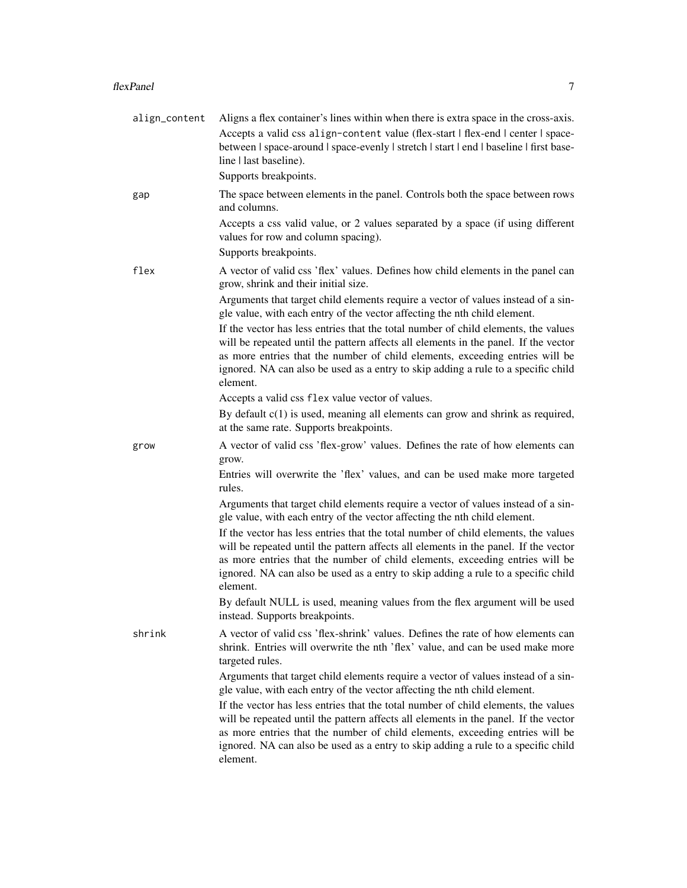`align_content`
: Aligns a flex container's lines within when there is extra space in the cross-axis.

  Accepts a valid css `align-content` value (flex-start | flex-end | center | space-between | space-around | space-evenly | stretch | start | end | baseline | first baseline | last baseline).

  Supports breakpoints.

`gap`
: The space between elements in the panel. Controls both the space between rows and columns.

  Accepts a css valid value, or 2 values separated by a space (if using different values for row and column spacing).

  Supports breakpoints.

`flex`
: A vector of valid css 'flex' values. Defines how child elements in the panel can grow, shrink and their initial size.

  Arguments that target child elements require a vector of values instead of a single value, with each entry of the vector affecting the nth child element.

  If the vector has less entries that the total number of child elements, the values will be repeated until the pattern affects all elements in the panel. If the vector as more entries that the number of child elements, exceeding entries will be ignored. NA can also be used as a entry to skip adding a rule to a specific child element.

  Accepts a valid css `flex` value vector of values.

  By default c(1) is used, meaning all elements can grow and shrink as required, at the same rate. Supports breakpoints.

`grow`
: A vector of valid css 'flex-grow' values. Defines the rate of how elements can grow.

  Entries will overwrite the 'flex' values, and can be used make more targeted rules.

  Arguments that target child elements require a vector of values instead of a single value, with each entry of the vector affecting the nth child element.

  If the vector has less entries that the total number of child elements, the values will be repeated until the pattern affects all elements in the panel. If the vector as more entries that the number of child elements, exceeding entries will be ignored. NA can also be used as a entry to skip adding a rule to a specific child element.

  By default NULL is used, meaning values from the flex argument will be used instead. Supports breakpoints.

`shrink`
: A vector of valid css 'flex-shrink' values. Defines the rate of how elements can shrink. Entries will overwrite the nth 'flex' value, and can be used make more targeted rules.

  Arguments that target child elements require a vector of values instead of a single value, with each entry of the vector affecting the nth child element.

  If the vector has less entries that the total number of child elements, the values will be repeated until the pattern affects all elements in the panel. If the vector as more entries that the number of child elements, exceeding entries will be ignored. NA can also be used as a entry to skip adding a rule to a specific child element.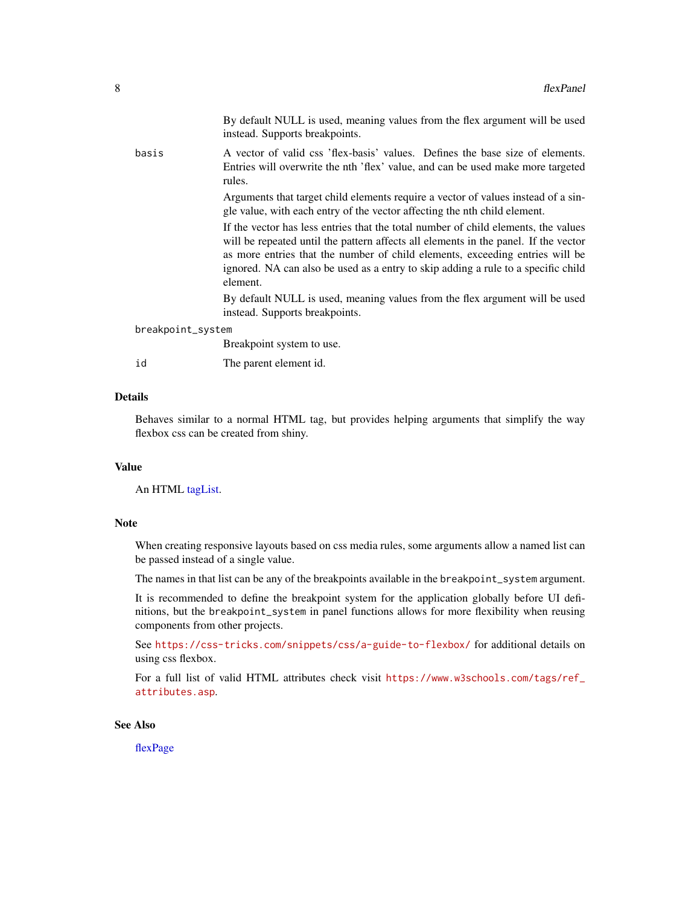By default NULL is used, meaning values from the flex argument will be used instead. Supports breakpoints.

`basis`
: A vector of valid css 'flex-basis' values. Defines the base size of elements. Entries will overwrite the nth 'flex' value, and can be used make more targeted rules.

  Arguments that target child elements require a vector of values instead of a single value, with each entry of the vector affecting the nth child element.

  If the vector has less entries that the total number of child elements, the values will be repeated until the pattern affects all elements in the panel. If the vector as more entries that the number of child elements, exceeding entries will be ignored. NA can also be used as a entry to skip adding a rule to a specific child element.

  By default NULL is used, meaning values from the flex argument will be used instead. Supports breakpoints.

`breakpoint_system`
: Breakpoint system to use.

`id`
: The parent element id.

## Details

Behaves similar to a normal HTML tag, but provides helping arguments that simplify the way flexbox css can be created from shiny.

## Value

An HTML tagList.

## Note

When creating responsive layouts based on css media rules, some arguments allow a named list can be passed instead of a single value.

The names in that list can be any of the breakpoints available in the `breakpoint_system` argument.

It is recommended to define the breakpoint system for the application globally before UI definitions, but the `breakpoint_system` in panel functions allows for more flexibility when reusing components from other projects.

See https://css-tricks.com/snippets/css/a-guide-to-flexbox/ for additional details on using css flexbox.

For a full list of valid HTML attributes check visit https://www.w3schools.com/tags/ref_attributes.asp.

## See Also

flexPage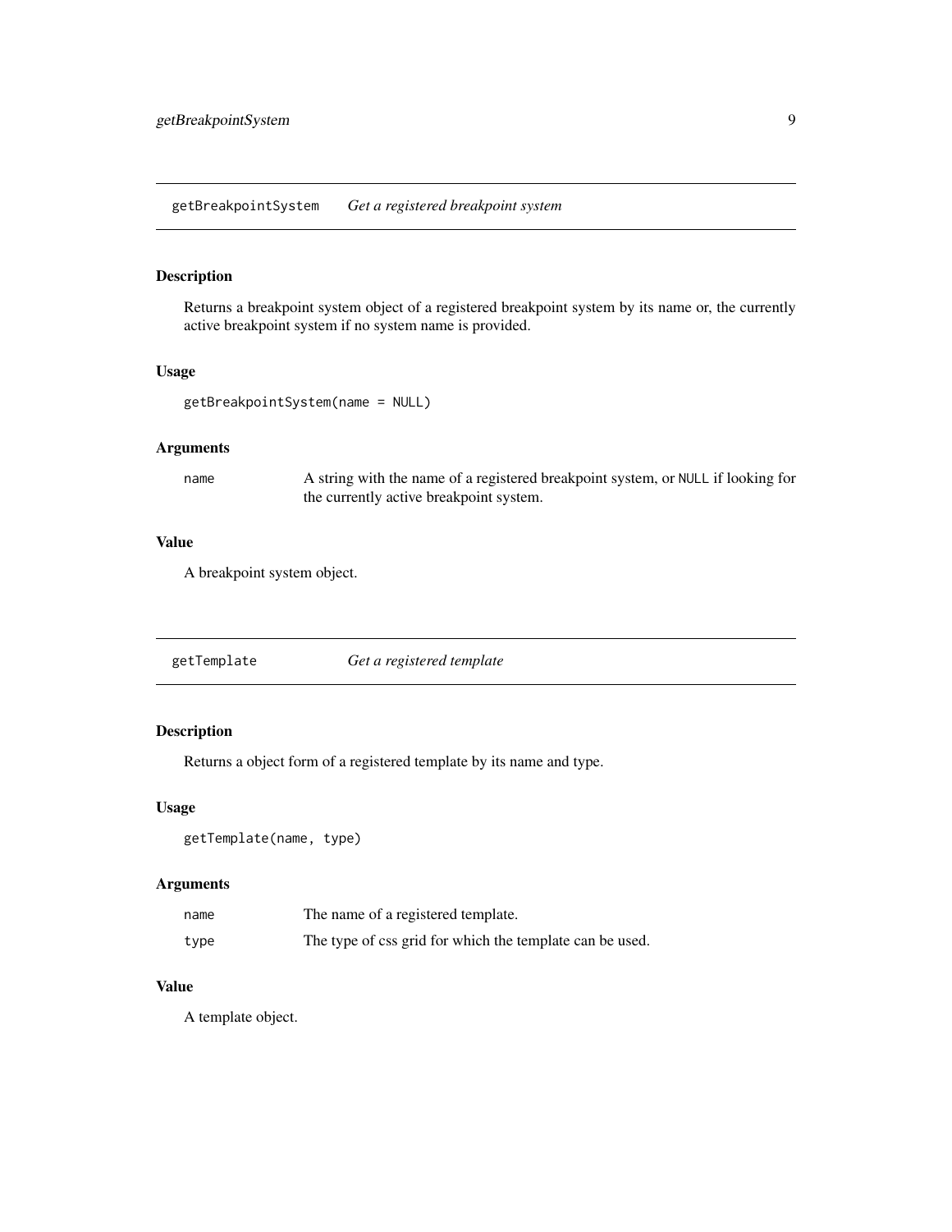## getBreakpointSystem *Get a registered breakpoint system*

### Description

Returns a breakpoint system object of a registered breakpoint system by its name or, the currently active breakpoint system if no system name is provided.

### Usage

```
getBreakpointSystem(name = NULL)
```

### Arguments

| | |
|---|---|
| `name` | A string with the name of a registered breakpoint system, or `NULL` if looking for the currently active breakpoint system. |

### Value

A breakpoint system object.

## getTemplate *Get a registered template*

### Description

Returns a object form of a registered template by its name and type.

### Usage

```
getTemplate(name, type)
```

### Arguments

| | |
|---|---|
| `name` | The name of a registered template. |
| `type` | The type of css grid for which the template can be used. |

### Value

A template object.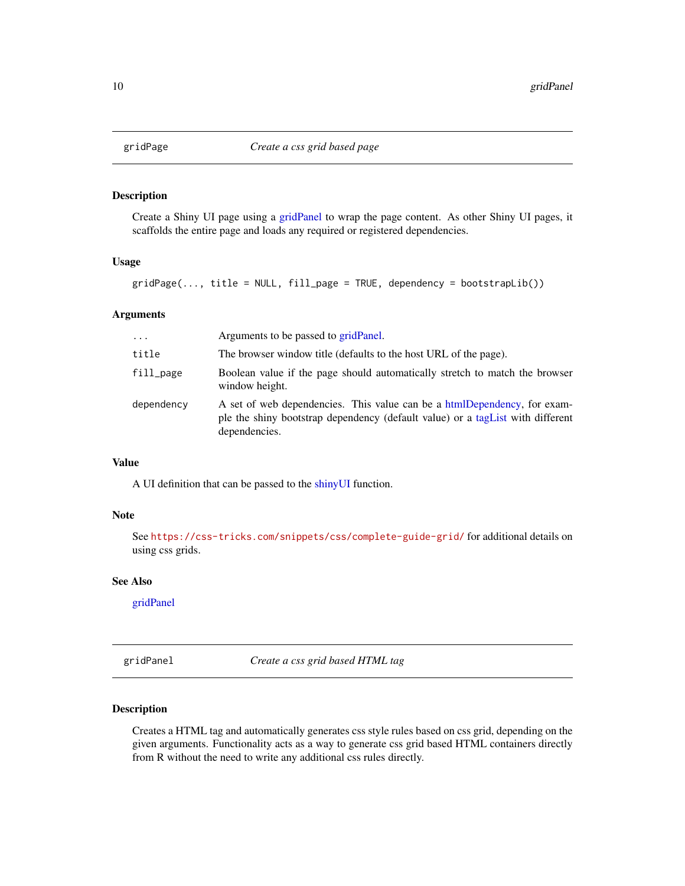## gridPage — *Create a css grid based page*

### Description

Create a Shiny UI page using a gridPanel to wrap the page content. As other Shiny UI pages, it scaffolds the entire page and loads any required or registered dependencies.

### Usage

```
gridPage(..., title = NULL, fill_page = TRUE, dependency = bootstrapLib())
```

### Arguments

| | |
|---|---|
| `...` | Arguments to be passed to gridPanel. |
| `title` | The browser window title (defaults to the host URL of the page). |
| `fill_page` | Boolean value if the page should automatically stretch to match the browser window height. |
| `dependency` | A set of web dependencies. This value can be a htmlDependency, for example the shiny bootstrap dependency (default value) or a tagList with different dependencies. |

### Value

A UI definition that can be passed to the shinyUI function.

### Note

See https://css-tricks.com/snippets/css/complete-guide-grid/ for additional details on using css grids.

### See Also

gridPanel

## gridPanel — *Create a css grid based HTML tag*

### Description

Creates a HTML tag and automatically generates css style rules based on css grid, depending on the given arguments. Functionality acts as a way to generate css grid based HTML containers directly from R without the need to write any additional css rules directly.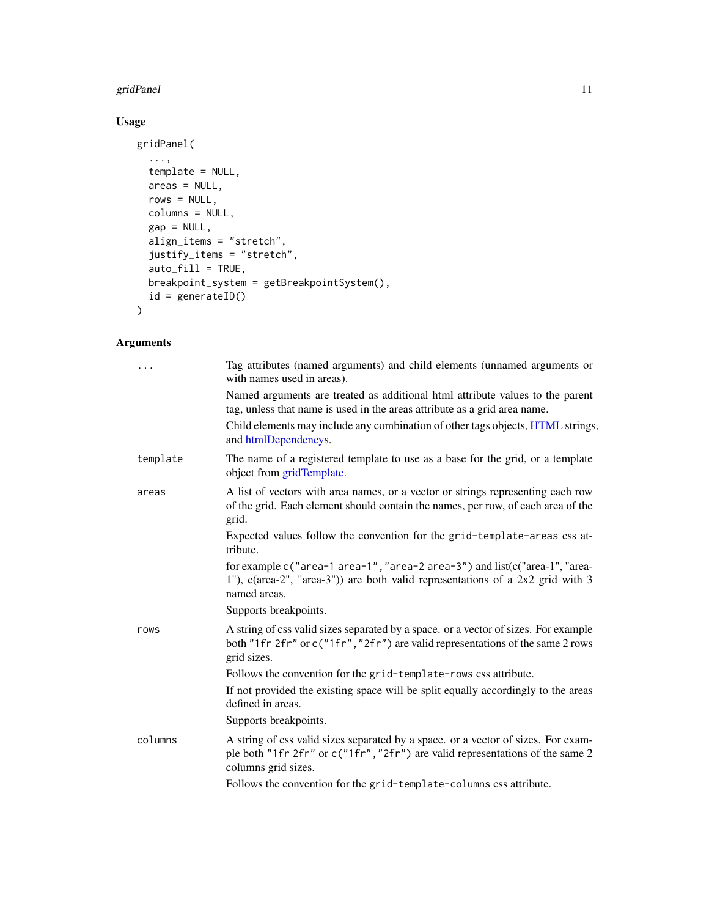## Usage

```
gridPanel(
  ...,
  template = NULL,
  areas = NULL,
  rows = NULL,
  columns = NULL,
  gap = NULL,
  align_items = "stretch",
  justify_items = "stretch",
  auto_fill = TRUE,
  breakpoint_system = getBreakpointSystem(),
  id = generateID()
)
```

## Arguments

`...` Tag attributes (named arguments) and child elements (unnamed arguments or with names used in areas).

Named arguments are treated as additional html attribute values to the parent tag, unless that name is used in the areas attribute as a grid area name.

Child elements may include any combination of other tags objects, HTML strings, and htmlDependencys.

`template` The name of a registered template to use as a base for the grid, or a template object from gridTemplate.

`areas` A list of vectors with area names, or a vector or strings representing each row of the grid. Each element should contain the names, per row, of each area of the grid.

Expected values follow the convention for the `grid-template-areas` css attribute.

for example `c("area-1 area-1","area-2 area-3")` and list(c("area-1", "area-1"), c(area-2", "area-3")) are both valid representations of a 2x2 grid with 3 named areas.

Supports breakpoints.

`rows` A string of css valid sizes separated by a space. or a vector of sizes. For example both `"1fr 2fr"` or `c("1fr","2fr")` are valid representations of the same 2 rows grid sizes.

Follows the convention for the `grid-template-rows` css attribute.

If not provided the existing space will be split equally accordingly to the areas defined in areas.

Supports breakpoints.

`columns` A string of css valid sizes separated by a space. or a vector of sizes. For example both `"1fr 2fr"` or `c("1fr","2fr")` are valid representations of the same 2 columns grid sizes.

Follows the convention for the `grid-template-columns` css attribute.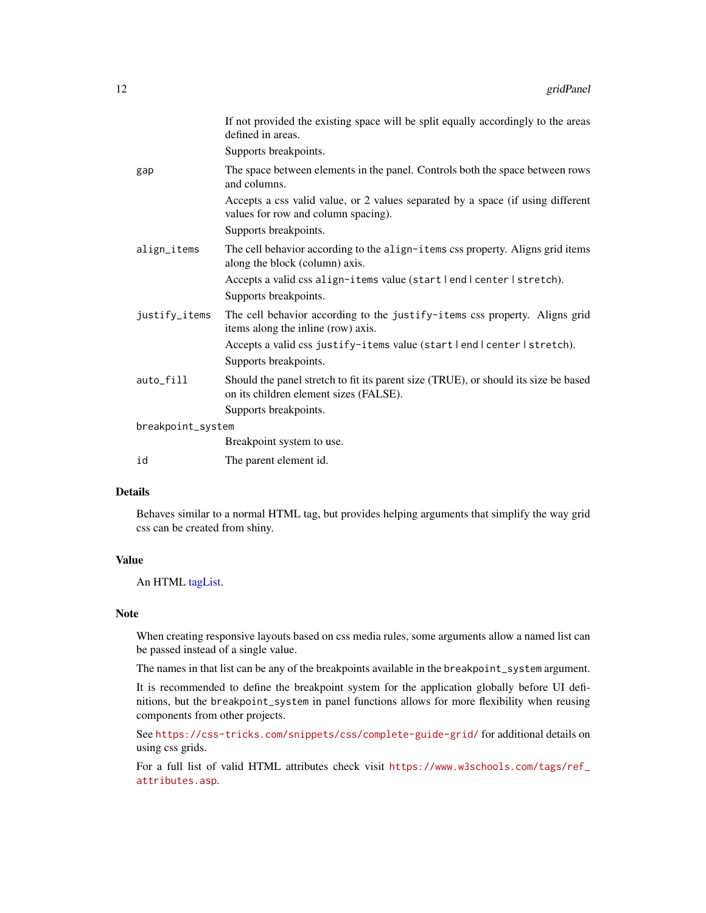If not provided the existing space will be split equally accordingly to the areas defined in areas.

Supports breakpoints.

`gap`
: The space between elements in the panel. Controls both the space between rows and columns.

  Accepts a css valid value, or 2 values separated by a space (if using different values for row and column spacing).

  Supports breakpoints.

`align_items`
: The cell behavior according to the `align-items` css property. Aligns grid items along the block (column) axis.

  Accepts a valid css `align-items` value (`start` | `end` | `center` | `stretch`).

  Supports breakpoints.

`justify_items`
: The cell behavior according to the `justify-items` css property. Aligns grid items along the inline (row) axis.

  Accepts a valid css `justify-items` value (`start` | `end` | `center` | `stretch`).

  Supports breakpoints.

`auto_fill`
: Should the panel stretch to fit its parent size (TRUE), or should its size be based on its children element sizes (FALSE).

  Supports breakpoints.

`breakpoint_system`
: Breakpoint system to use.

`id`
: The parent element id.

## Details

Behaves similar to a normal HTML tag, but provides helping arguments that simplify the way grid css can be created from shiny.

## Value

An HTML tagList.

## Note

When creating responsive layouts based on css media rules, some arguments allow a named list can be passed instead of a single value.

The names in that list can be any of the breakpoints available in the `breakpoint_system` argument.

It is recommended to define the breakpoint system for the application globally before UI definitions, but the `breakpoint_system` in panel functions allows for more flexibility when reusing components from other projects.

See `https://css-tricks.com/snippets/css/complete-guide-grid/` for additional details on using css grids.

For a full list of valid HTML attributes check visit `https://www.w3schools.com/tags/ref_attributes.asp`.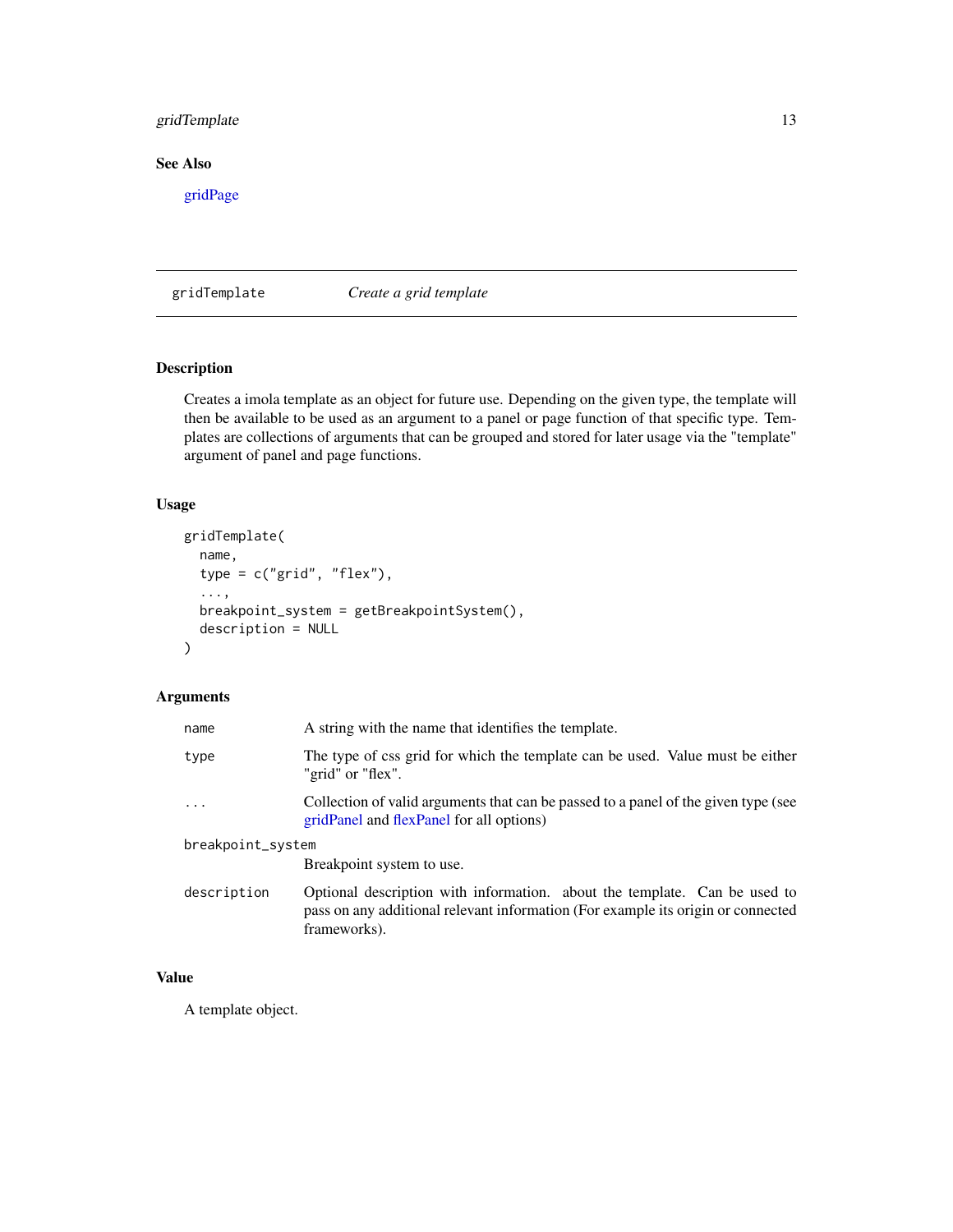### See Also

gridPage

---

## gridTemplate *Create a grid template*

### Description

Creates a imola template as an object for future use. Depending on the given type, the template will then be available to be used as an argument to a panel or page function of that specific type. Templates are collections of arguments that can be grouped and stored for later usage via the "template" argument of panel and page functions.

### Usage

```
gridTemplate(
  name,
  type = c("grid", "flex"),
  ...,
  breakpoint_system = getBreakpointSystem(),
  description = NULL
)
```

### Arguments

| | |
|---|---|
| `name` | A string with the name that identifies the template. |
| `type` | The type of css grid for which the template can be used. Value must be either "grid" or "flex". |
| `...` | Collection of valid arguments that can be passed to a panel of the given type (see gridPanel and flexPanel for all options) |
| `breakpoint_system` | Breakpoint system to use. |
| `description` | Optional description with information. about the template. Can be used to pass on any additional relevant information (For example its origin or connected frameworks). |

### Value

A template object.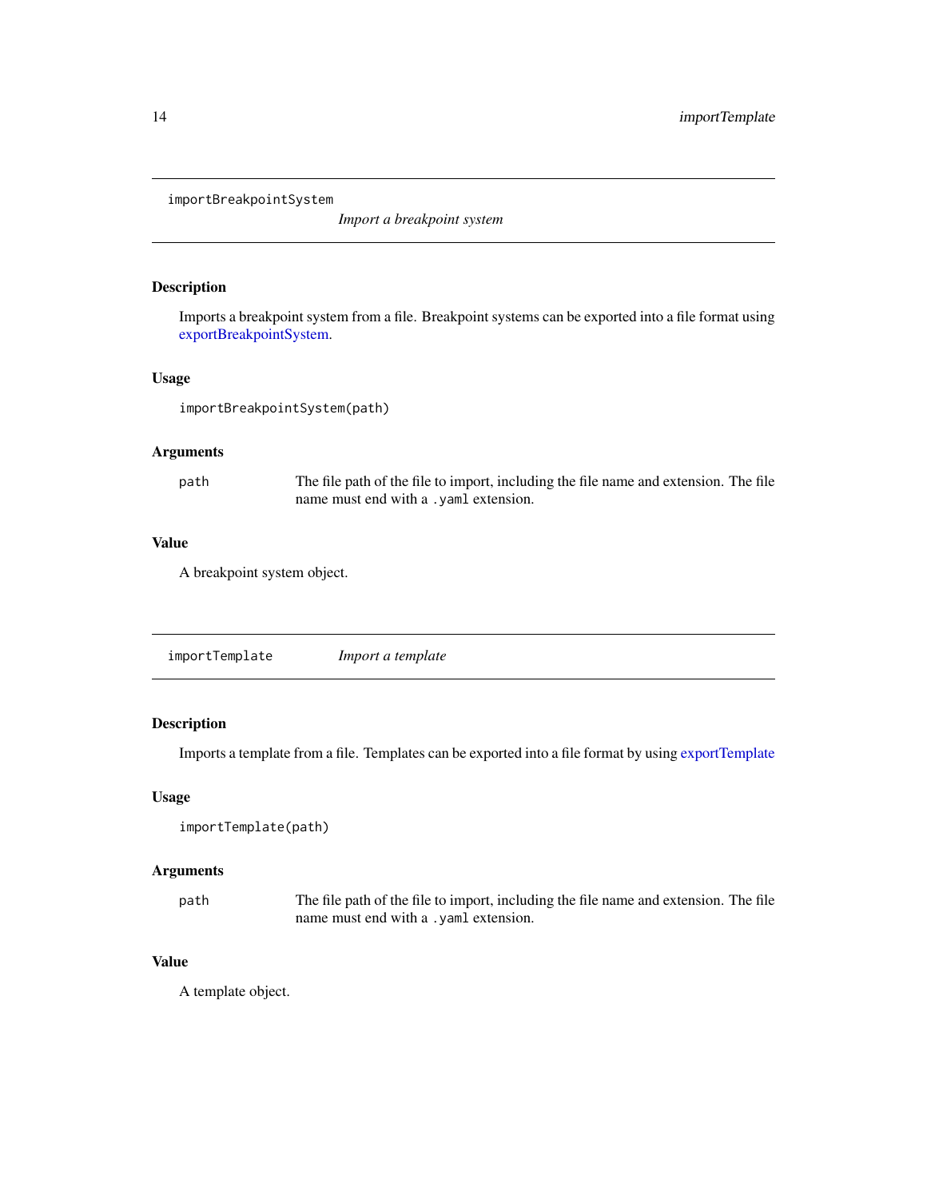## importBreakpointSystem

*Import a breakpoint system*

### Description

Imports a breakpoint system from a file. Breakpoint systems can be exported into a file format using exportBreakpointSystem.

### Usage

```
importBreakpointSystem(path)
```

### Arguments

| | |
|---|---|
| path | The file path of the file to import, including the file name and extension. The file name must end with a `.yaml` extension. |

### Value

A breakpoint system object.

## importTemplate

*Import a template*

### Description

Imports a template from a file. Templates can be exported into a file format by using exportTemplate

### Usage

```
importTemplate(path)
```

### Arguments

| | |
|---|---|
| path | The file path of the file to import, including the file name and extension. The file name must end with a `.yaml` extension. |

### Value

A template object.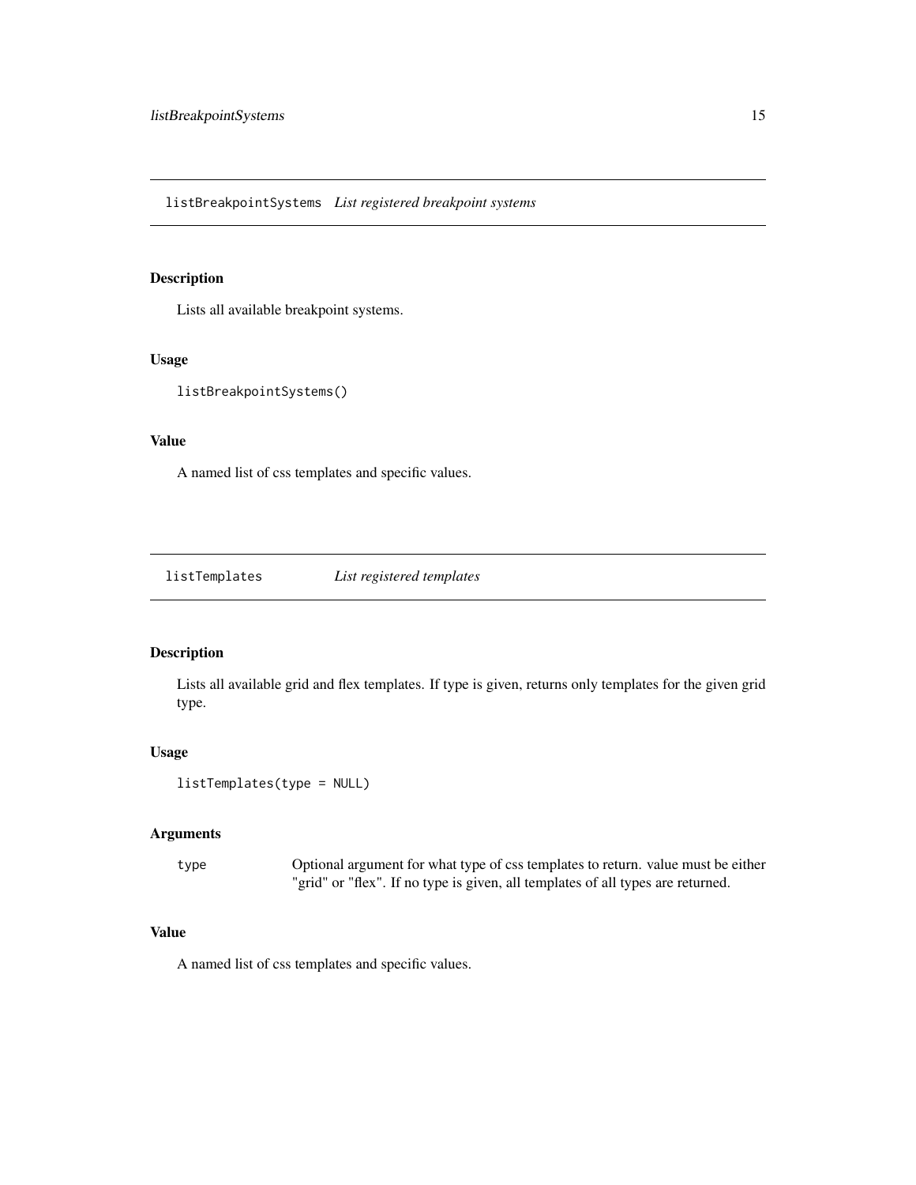## listBreakpointSystems *List registered breakpoint systems*

### Description

Lists all available breakpoint systems.

### Usage

```
listBreakpointSystems()
```

### Value

A named list of css templates and specific values.

## listTemplates *List registered templates*

### Description

Lists all available grid and flex templates. If type is given, returns only templates for the given grid type.

### Usage

```
listTemplates(type = NULL)
```

### Arguments

| | |
|---|---|
| type | Optional argument for what type of css templates to return. value must be either "grid" or "flex". If no type is given, all templates of all types are returned. |

### Value

A named list of css templates and specific values.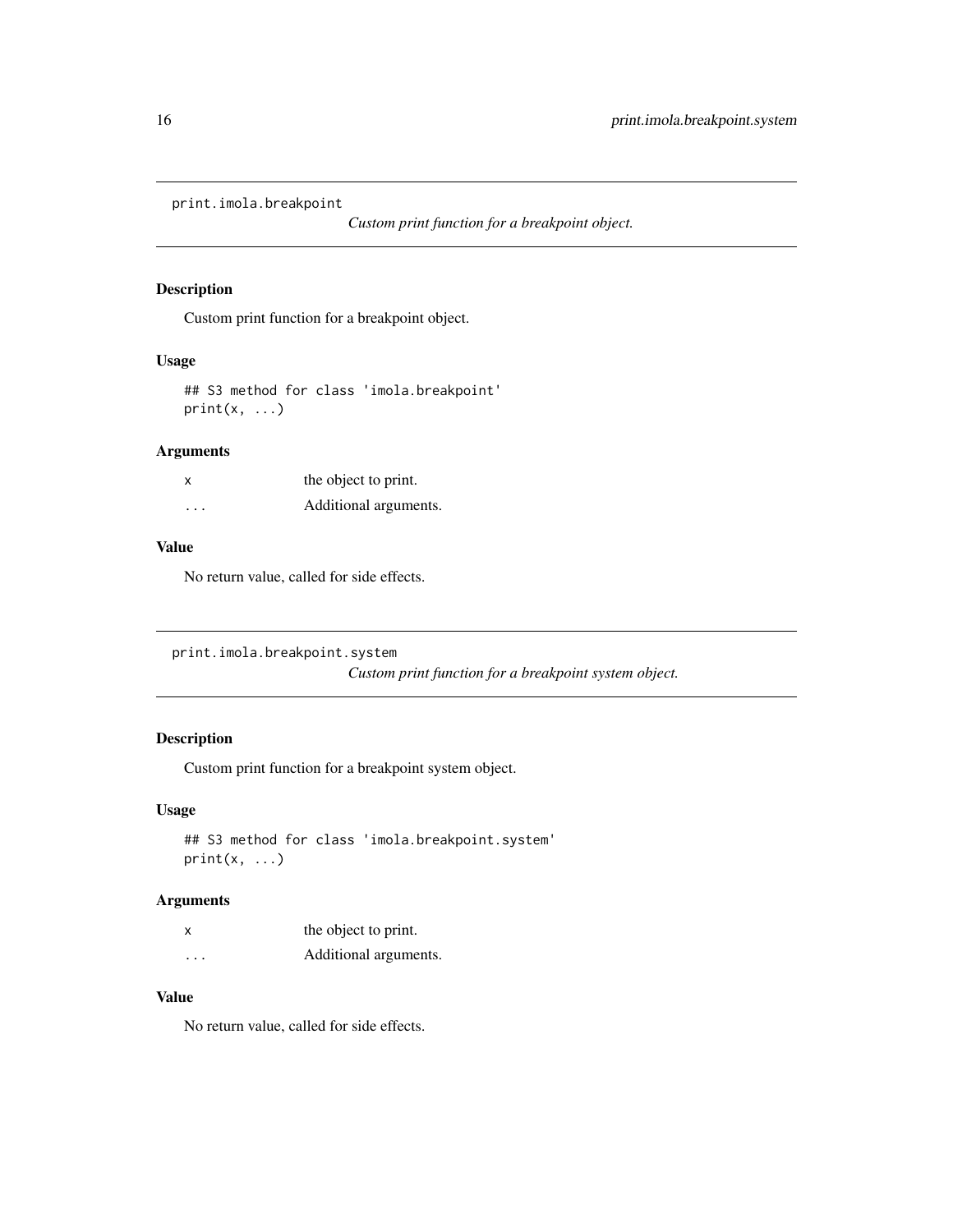## print.imola.breakpoint

*Custom print function for a breakpoint object.*

### Description

Custom print function for a breakpoint object.

### Usage

```
## S3 method for class 'imola.breakpoint'
print(x, ...)
```

### Arguments

| | |
|---|---|
| `x` | the object to print. |
| `...` | Additional arguments. |

### Value

No return value, called for side effects.

## print.imola.breakpoint.system

*Custom print function for a breakpoint system object.*

### Description

Custom print function for a breakpoint system object.

### Usage

```
## S3 method for class 'imola.breakpoint.system'
print(x, ...)
```

### Arguments

| | |
|---|---|
| `x` | the object to print. |
| `...` | Additional arguments. |

### Value

No return value, called for side effects.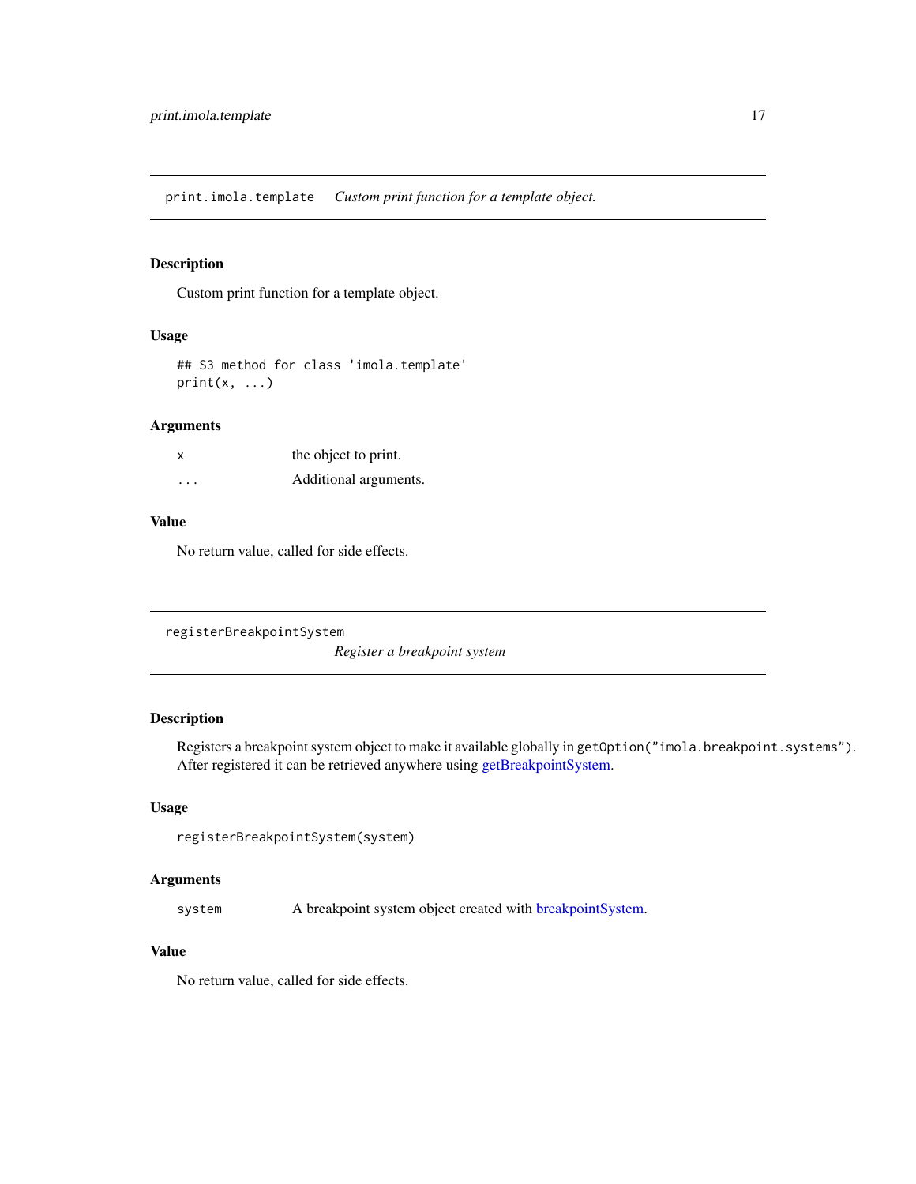## print.imola.template — *Custom print function for a template object.*

### Description

Custom print function for a template object.

### Usage

```
## S3 method for class 'imola.template'
print(x, ...)
```

### Arguments

| | |
|---|---|
| `x` | the object to print. |
| `...` | Additional arguments. |

### Value

No return value, called for side effects.

## registerBreakpointSystem — *Register a breakpoint system*

### Description

Registers a breakpoint system object to make it available globally in `getOption("imola.breakpoint.systems")`. After registered it can be retrieved anywhere using getBreakpointSystem.

### Usage

```
registerBreakpointSystem(system)
```

### Arguments

| | |
|---|---|
| `system` | A breakpoint system object created with breakpointSystem. |

### Value

No return value, called for side effects.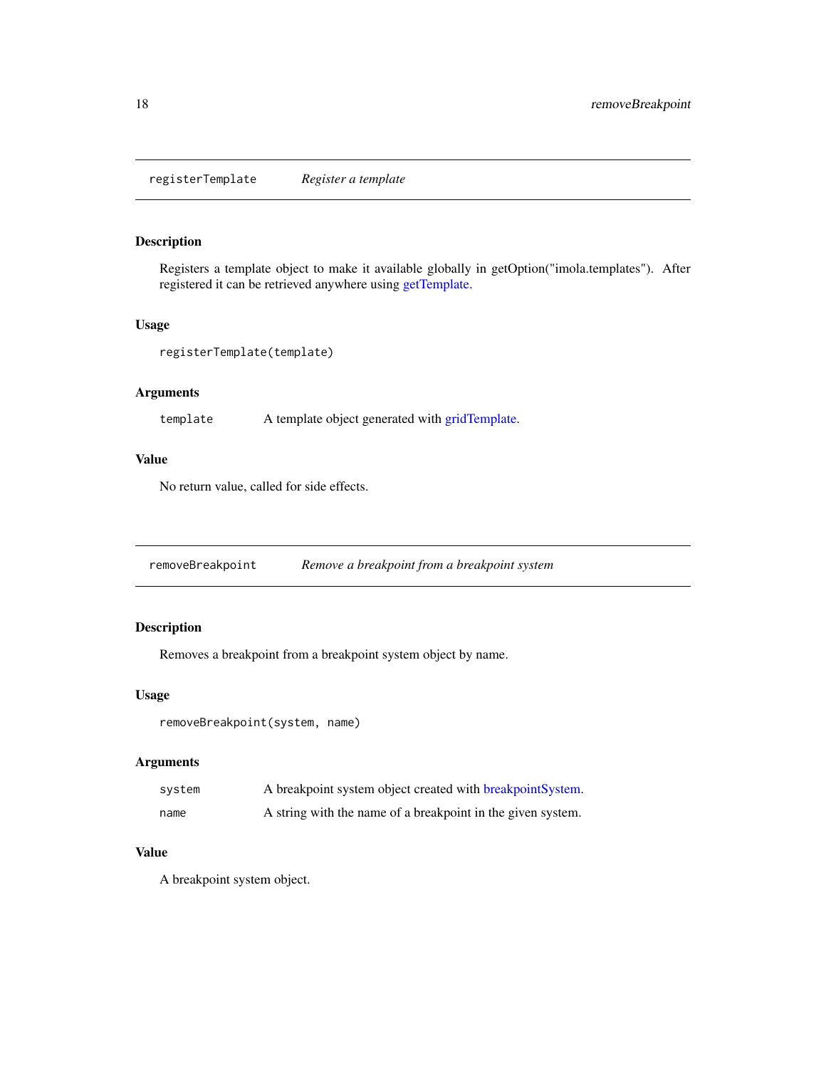## registerTemplate *Register a template*

### Description

Registers a template object to make it available globally in getOption("imola.templates"). After registered it can be retrieved anywhere using getTemplate.

### Usage

```
registerTemplate(template)
```

### Arguments

| | |
|---|---|
| `template` | A template object generated with gridTemplate. |

### Value

No return value, called for side effects.

## removeBreakpoint *Remove a breakpoint from a breakpoint system*

### Description

Removes a breakpoint from a breakpoint system object by name.

### Usage

```
removeBreakpoint(system, name)
```

### Arguments

| | |
|---|---|
| `system` | A breakpoint system object created with breakpointSystem. |
| `name` | A string with the name of a breakpoint in the given system. |

### Value

A breakpoint system object.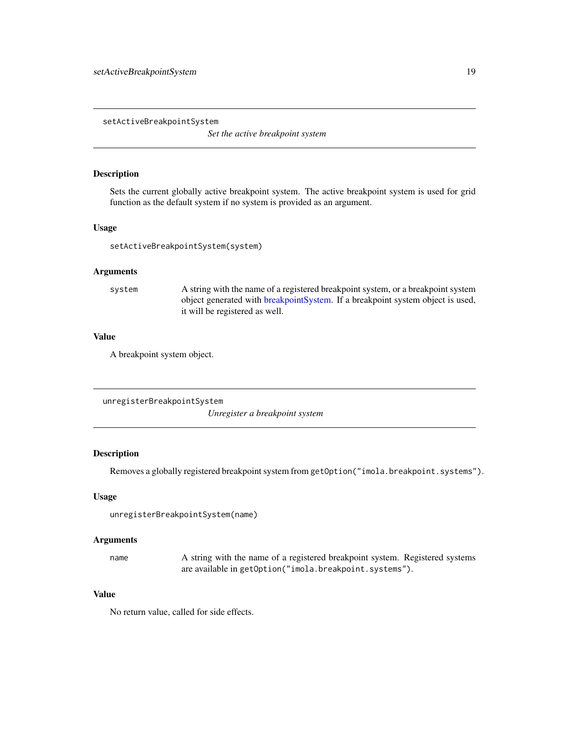## setActiveBreakpointSystem

*Set the active breakpoint system*

### Description

Sets the current globally active breakpoint system. The active breakpoint system is used for grid function as the default system if no system is provided as an argument.

### Usage

```
setActiveBreakpointSystem(system)
```

### Arguments

| | |
|---|---|
| `system` | A string with the name of a registered breakpoint system, or a breakpoint system object generated with breakpointSystem. If a breakpoint system object is used, it will be registered as well. |

### Value

A breakpoint system object.

## unregisterBreakpointSystem

*Unregister a breakpoint system*

### Description

Removes a globally registered breakpoint system from `getOption("imola.breakpoint.systems")`.

### Usage

```
unregisterBreakpointSystem(name)
```

### Arguments

| | |
|---|---|
| `name` | A string with the name of a registered breakpoint system. Registered systems are available in `getOption("imola.breakpoint.systems")`. |

### Value

No return value, called for side effects.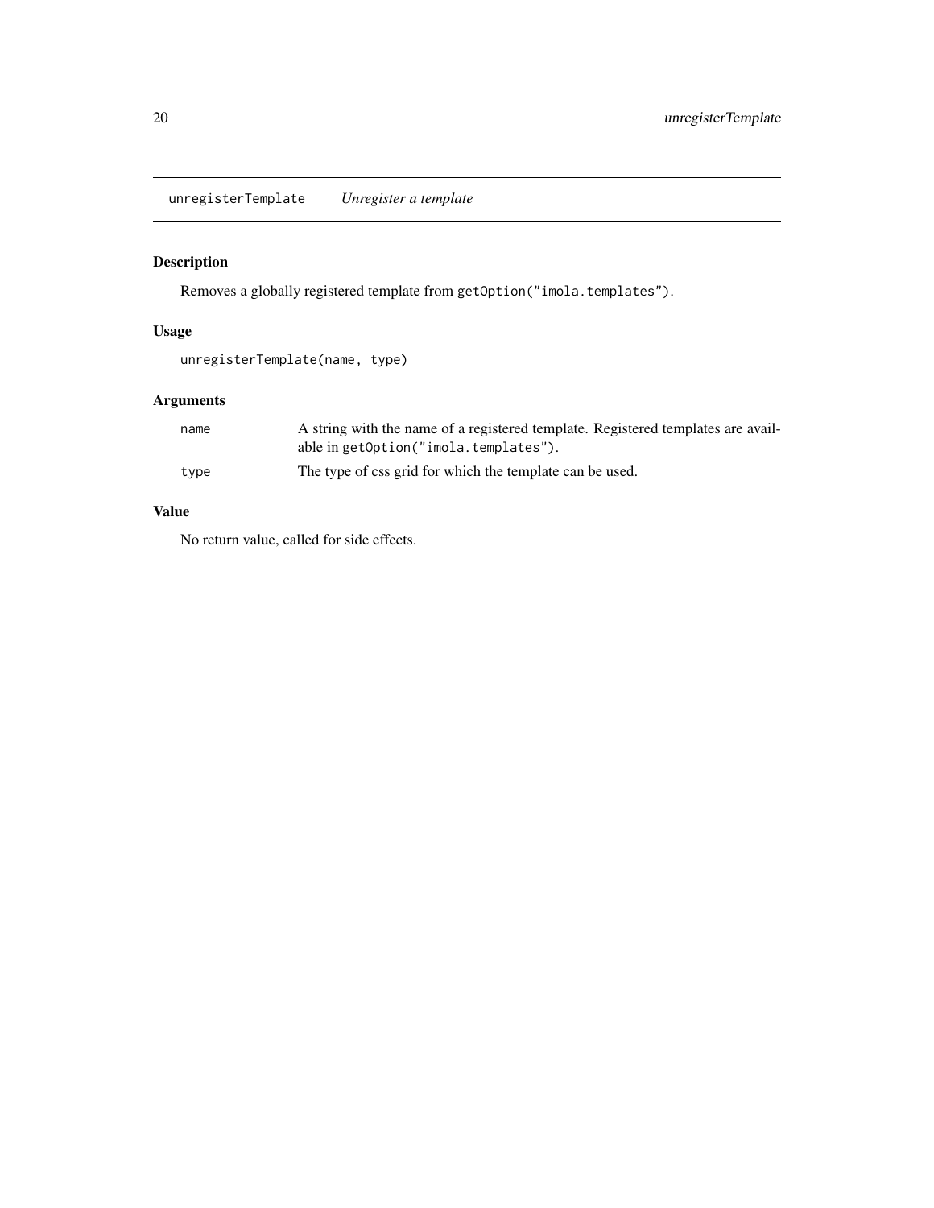## unregisterTemplate *Unregister a template*

### Description

Removes a globally registered template from `getOption("imola.templates")`.

### Usage

```
unregisterTemplate(name, type)
```

### Arguments

| | |
|---|---|
| `name` | A string with the name of a registered template. Registered templates are available in `getOption("imola.templates")`. |
| `type` | The type of css grid for which the template can be used. |

### Value

No return value, called for side effects.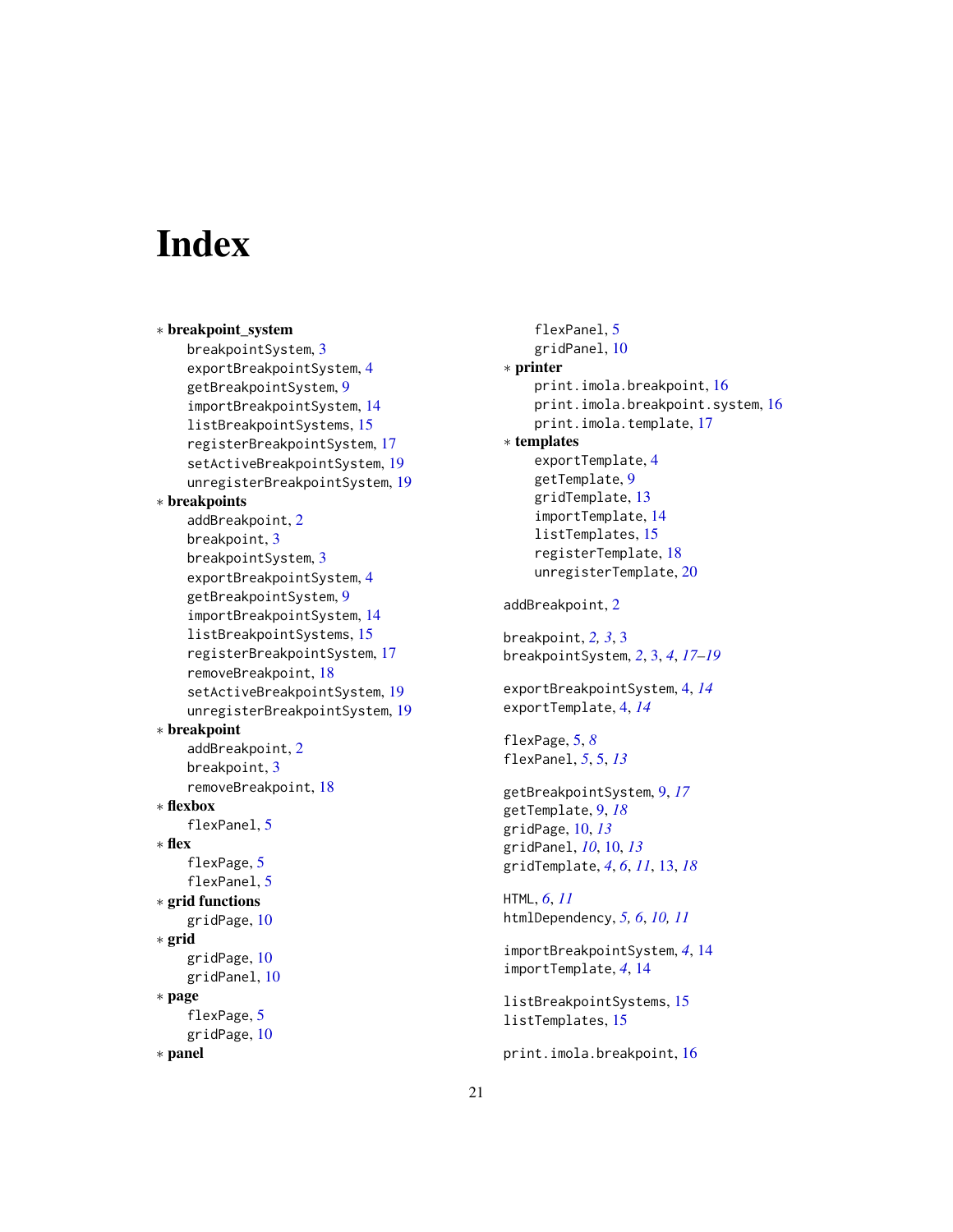# Index

* **breakpoint_system**
    - breakpointSystem, 3
    - exportBreakpointSystem, 4
    - getBreakpointSystem, 9
    - importBreakpointSystem, 14
    - listBreakpointSystems, 15
    - registerBreakpointSystem, 17
    - setActiveBreakpointSystem, 19
    - unregisterBreakpointSystem, 19
* **breakpoints**
    - addBreakpoint, 2
    - breakpoint, 3
    - breakpointSystem, 3
    - exportBreakpointSystem, 4
    - getBreakpointSystem, 9
    - importBreakpointSystem, 14
    - listBreakpointSystems, 15
    - registerBreakpointSystem, 17
    - removeBreakpoint, 18
    - setActiveBreakpointSystem, 19
    - unregisterBreakpointSystem, 19
* **breakpoint**
    - addBreakpoint, 2
    - breakpoint, 3
    - removeBreakpoint, 18
* **flexbox**
    - flexPanel, 5
* **flex**
    - flexPage, 5
    - flexPanel, 5
* **grid functions**
    - gridPage, 10
* **grid**
    - gridPage, 10
    - gridPanel, 10
* **page**
    - flexPage, 5
    - gridPage, 10
* **panel**
    - flexPanel, 5
    - gridPanel, 10
* **printer**
    - print.imola.breakpoint, 16
    - print.imola.breakpoint.system, 16
    - print.imola.template, 17
* **templates**
    - exportTemplate, 4
    - getTemplate, 9
    - gridTemplate, 13
    - importTemplate, 14
    - listTemplates, 15
    - registerTemplate, 18
    - unregisterTemplate, 20

addBreakpoint, 2

breakpoint, *2, 3*, 3
breakpointSystem, *2*, 3, *4*, *17–19*

exportBreakpointSystem, 4, *14*
exportTemplate, 4, *14*

flexPage, 5, *8*
flexPanel, *5*, 5, *13*

getBreakpointSystem, 9, *17*
getTemplate, 9, *18*
gridPage, 10, *13*
gridPanel, *10*, 10, *13*
gridTemplate, *4*, *6*, *11*, 13, *18*

HTML, *6*, *11*
htmlDependency, *5*, *6*, *10, 11*

importBreakpointSystem, *4*, 14
importTemplate, *4*, 14

listBreakpointSystems, 15
listTemplates, 15

print.imola.breakpoint, 16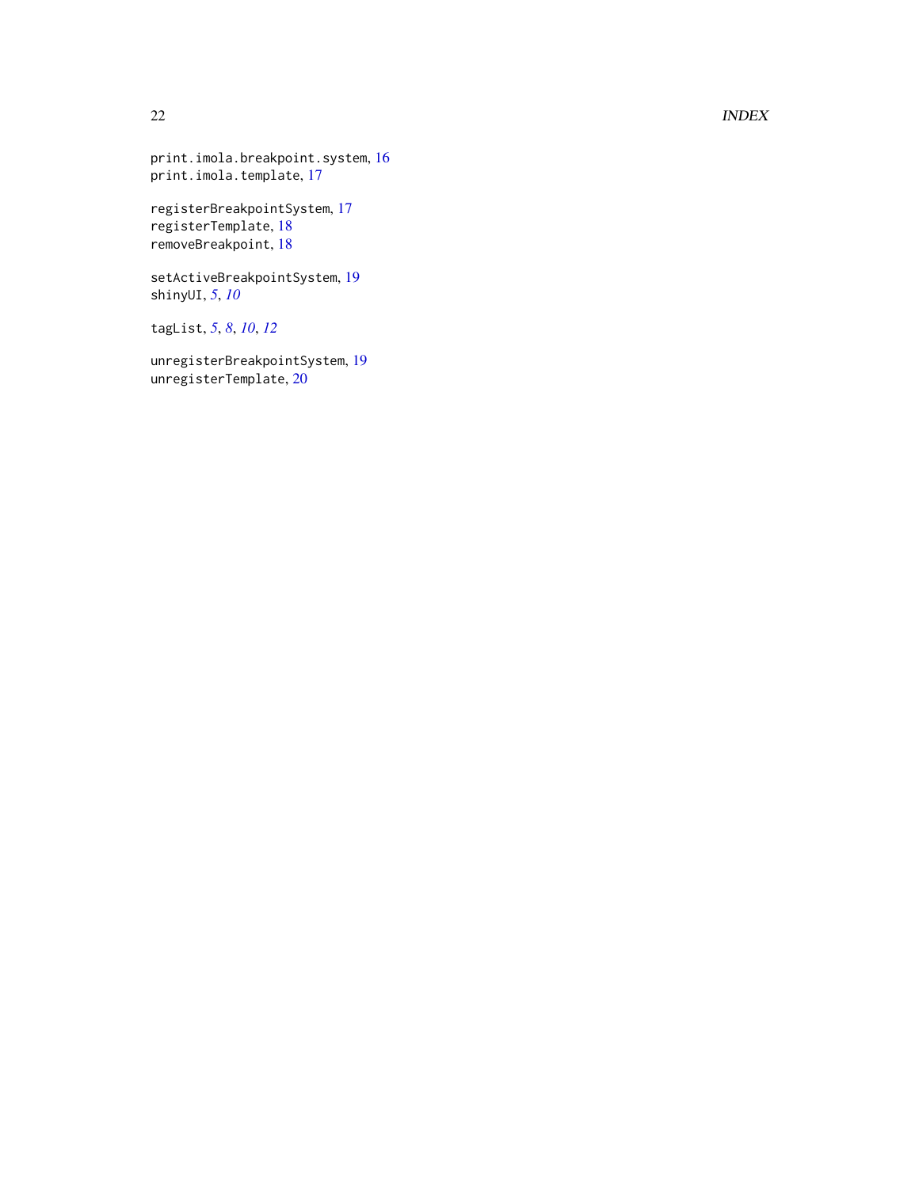print.imola.breakpoint.system, 16
print.imola.template, 17

registerBreakpointSystem, 17
registerTemplate, 18
removeBreakpoint, 18

setActiveBreakpointSystem, 19
shinyUI, *5*, *10*

tagList, *5*, *8*, *10*, *12*

unregisterBreakpointSystem, 19
unregisterTemplate, 20